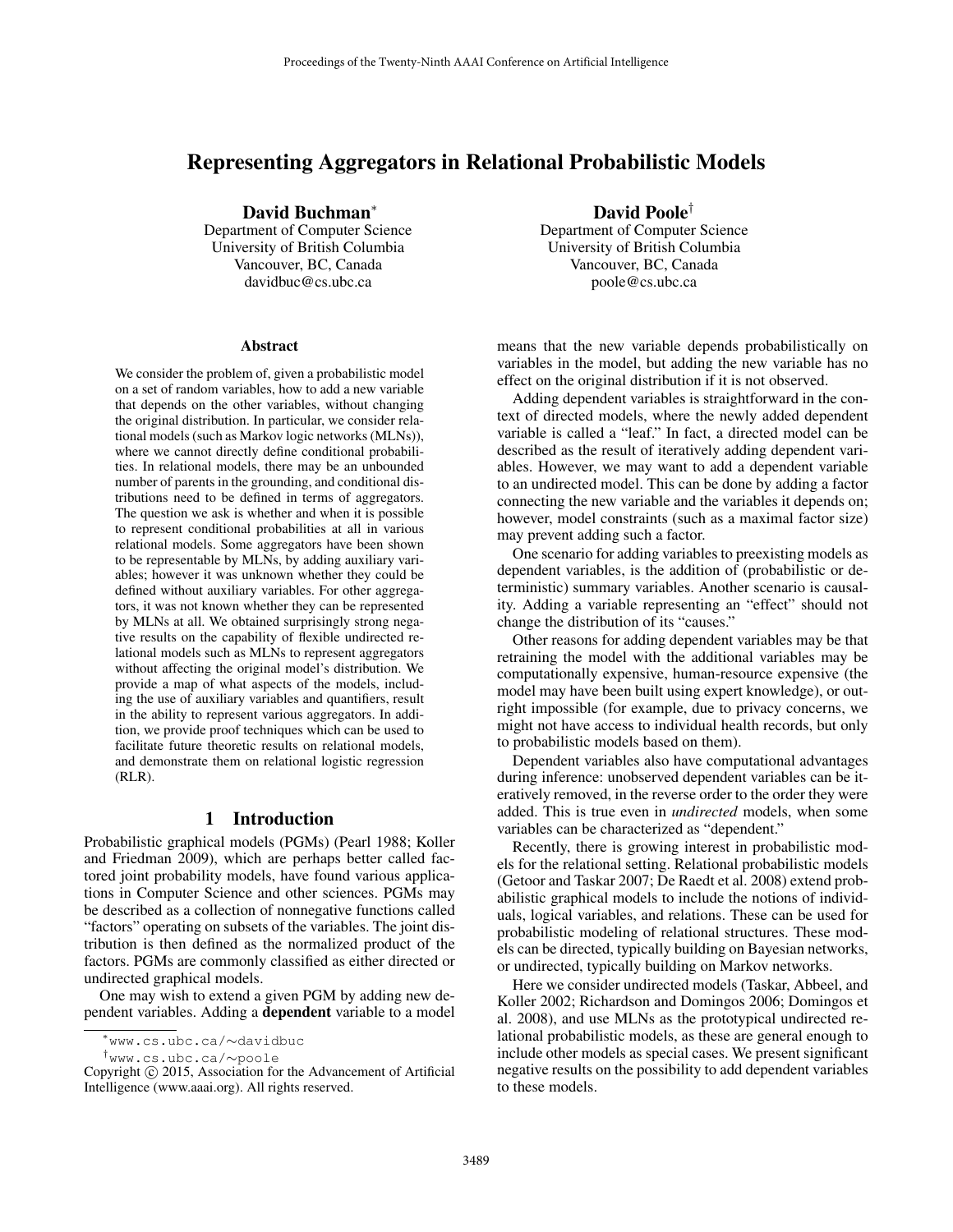# Representing Aggregators in Relational Probabilistic Models

**David Buchman***
Department of Computer Science
University of British Columbia
Vancouver, BC, Canada
davidbuc@cs.ubc.ca

**David Poole†**
Department of Computer Science
University of British Columbia
Vancouver, BC, Canada
poole@cs.ubc.ca

### Abstract

We consider the problem of, given a probabilistic model on a set of random variables, how to add a new variable that depends on the other variables, without changing the original distribution. In particular, we consider relational models (such as Markov logic networks (MLNs)), where we cannot directly define conditional probabilities. In relational models, there may be an unbounded number of parents in the grounding, and conditional distributions need to be defined in terms of aggregators. The question we ask is whether and when it is possible to represent conditional probabilities at all in various relational models. Some aggregators have been shown to be representable by MLNs, by adding auxiliary variables; however it was unknown whether they could be defined without auxiliary variables. For other aggregators, it was not known whether they can be represented by MLNs at all. We obtained surprisingly strong negative results on the capability of flexible undirected relational models such as MLNs to represent aggregators without affecting the original model's distribution. We provide a map of what aspects of the models, including the use of auxiliary variables and quantifiers, result in the ability to represent various aggregators. In addition, we provide proof techniques which can be used to facilitate future theoretic results on relational models, and demonstrate them on relational logistic regression (RLR).

## 1 Introduction

Probabilistic graphical models (PGMs) (Pearl 1988; Koller and Friedman 2009), which are perhaps better called factored joint probability models, have found various applications in Computer Science and other sciences. PGMs may be described as a collection of nonnegative functions called "factors" operating on subsets of the variables. The joint distribution is then defined as the normalized product of the factors. PGMs are commonly classified as either directed or undirected graphical models.

One may wish to extend a given PGM by adding new dependent variables. Adding a **dependent** variable to a model means that the new variable depends probabilistically on variables in the model, but adding the new variable has no effect on the original distribution if it is not observed.

Adding dependent variables is straightforward in the context of directed models, where the newly added dependent variable is called a "leaf." In fact, a directed model can be described as the result of iteratively adding dependent variables. However, we may want to add a dependent variable to an undirected model. This can be done by adding a factor connecting the new variable and the variables it depends on; however, model constraints (such as a maximal factor size) may prevent adding such a factor.

One scenario for adding variables to preexisting models as dependent variables, is the addition of (probabilistic or deterministic) summary variables. Another scenario is causality. Adding a variable representing an "effect" should not change the distribution of its "causes."

Other reasons for adding dependent variables may be that retraining the model with the additional variables may be computationally expensive, human-resource expensive (the model may have been built using expert knowledge), or outright impossible (for example, due to privacy concerns, we might not have access to individual health records, but only to probabilistic models based on them).

Dependent variables also have computational advantages during inference: unobserved dependent variables can be iteratively removed, in the reverse order to the order they were added. This is true even in *undirected* models, when some variables can be characterized as "dependent."

Recently, there is growing interest in probabilistic models for the relational setting. Relational probabilistic models (Getoor and Taskar 2007; De Raedt et al. 2008) extend probabilistic graphical models to include the notions of individuals, logical variables, and relations. These can be used for probabilistic modeling of relational structures. These models can be directed, typically building on Bayesian networks, or undirected, typically building on Markov networks.

Here we consider undirected models (Taskar, Abbeel, and Koller 2002; Richardson and Domingos 2006; Domingos et al. 2008), and use MLNs as the prototypical undirected relational probabilistic models, as these are general enough to include other models as special cases. We present significant negative results on the possibility to add dependent variables to these models.

*www.cs.ubc.ca/~davidbuc

†www.cs.ubc.ca/~poole

Copyright © 2015, Association for the Advancement of Artificial Intelligence (www.aaai.org). All rights reserved.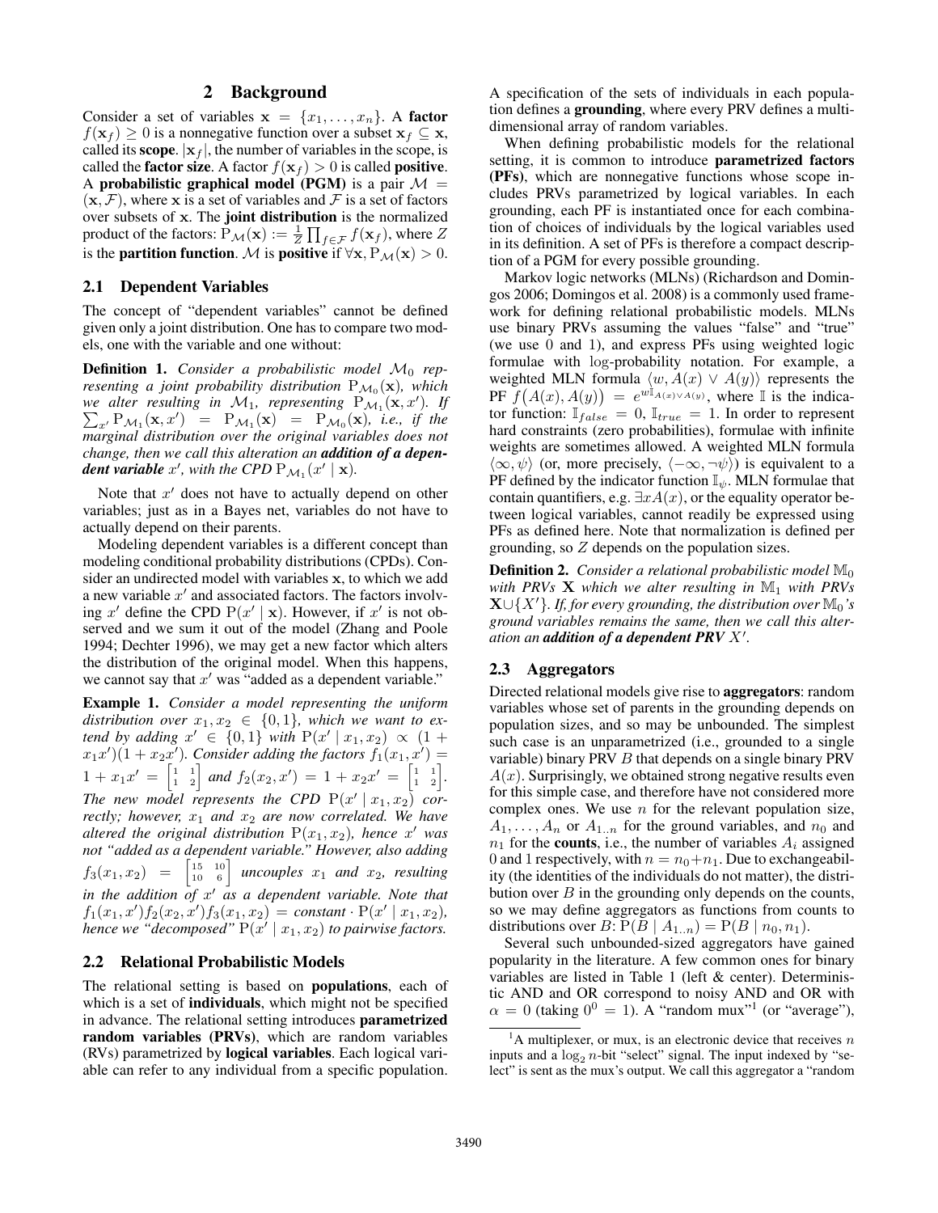## 2 Background

Consider a set of variables $\mathbf{x} = \{x_1, \ldots, x_n\}$. A **factor** $f(\mathbf{x}_f) \geq 0$ is a nonnegative function over a subset $\mathbf{x}_f \subseteq \mathbf{x}$, called its **scope**. $|\mathbf{x}_f|$, the number of variables in the scope, is called the **factor size**. A factor $f(\mathbf{x}_f) > 0$ is called **positive**. A **probabilistic graphical model (PGM)** is a pair $\mathcal{M} = (\mathbf{x}, \mathcal{F})$, where $\mathbf{x}$ is a set of variables and $\mathcal{F}$ is a set of factors over subsets of $\mathbf{x}$. The **joint distribution** is the normalized product of the factors: $\mathrm{P}_{\mathcal{M}}(\mathbf{x}) := \frac{1}{Z} \prod_{f \in \mathcal{F}} f(\mathbf{x}_f)$, where $Z$ is the **partition function**. $\mathcal{M}$ is **positive** if $\forall \mathbf{x}, \mathrm{P}_{\mathcal{M}}(\mathbf{x}) > 0$.

### 2.1 Dependent Variables

The concept of "dependent variables" cannot be defined given only a joint distribution. One has to compare two models, one with the variable and one without:

**Definition 1.** *Consider a probabilistic model $\mathcal{M}_0$ representing a joint probability distribution $\mathrm{P}_{\mathcal{M}_0}(\mathbf{x})$, which we alter resulting in $\mathcal{M}_1$, representing $\mathrm{P}_{\mathcal{M}_1}(\mathbf{x}, x')$. If $\sum_{x'} \mathrm{P}_{\mathcal{M}_1}(\mathbf{x}, x') = \mathrm{P}_{\mathcal{M}_1}(\mathbf{x}) = \mathrm{P}_{\mathcal{M}_0}(\mathbf{x})$, i.e., if the marginal distribution over the original variables does not change, then we call this alteration an **addition of a dependent variable** $x'$, with the CPD $\mathrm{P}_{\mathcal{M}_1}(x' \mid \mathbf{x})$.*

Note that $x'$ does not have to actually depend on other variables; just as in a Bayes net, variables do not have to actually depend on their parents.

Modeling dependent variables is a different concept than modeling conditional probability distributions (CPDs). Consider an undirected model with variables $\mathbf{x}$, to which we add a new variable $x'$ and associated factors. The factors involving $x'$ define the CPD $\mathrm{P}(x' \mid \mathbf{x})$. However, if $x'$ is not observed and we sum it out of the model (Zhang and Poole 1994; Dechter 1996), we may get a new factor which alters the distribution of the original model. When this happens, we cannot say that $x'$ was "added as a dependent variable."

**Example 1.** *Consider a model representing the uniform distribution over $x_1, x_2 \in \{0,1\}$, which we want to extend by adding $x' \in \{0,1\}$ with $\mathrm{P}(x' \mid x_1, x_2) \propto (1 + x_1 x')(1 + x_2 x')$. Consider adding the factors $f_1(x_1, x') = 1 + x_1 x' = \begin{bmatrix} 1 & 1 \\ 1 & 2 \end{bmatrix}$ and $f_2(x_2, x') = 1 + x_2 x' = \begin{bmatrix} 1 & 1 \\ 1 & 2 \end{bmatrix}$. The new model represents the CPD $\mathrm{P}(x' \mid x_1, x_2)$ correctly; however, $x_1$ and $x_2$ are now correlated. We have altered the original distribution $\mathrm{P}(x_1, x_2)$, hence $x'$ was not "added as a dependent variable." However, also adding $f_3(x_1, x_2) = \begin{bmatrix} 15 & 10 \\ 10 & 6 \end{bmatrix}$ uncouples $x_1$ and $x_2$, resulting in the addition of $x'$ as a dependent variable. Note that $f_1(x_1, x') f_2(x_2, x') f_3(x_1, x_2) = \text{constant} \cdot \mathrm{P}(x' \mid x_1, x_2)$, hence we "decomposed" $\mathrm{P}(x' \mid x_1, x_2)$ to pairwise factors.*

### 2.2 Relational Probabilistic Models

The relational setting is based on **populations**, each of which is a set of **individuals**, which might not be specified in advance. The relational setting introduces **parametrized random variables (PRVs)**, which are random variables (RVs) parametrized by **logical variables**. Each logical variable can refer to any individual from a specific population. A specification of the sets of individuals in each population defines a **grounding**, where every PRV defines a multidimensional array of random variables.

When defining probabilistic models for the relational setting, it is common to introduce **parametrized factors (PFs)**, which are nonnegative functions whose scope includes PRVs parametrized by logical variables. In each grounding, each PF is instantiated once for each combination of choices of individuals by the logical variables used in its definition. A set of PFs is therefore a compact description of a PGM for every possible grounding.

Markov logic networks (MLNs) (Richardson and Domingos 2006; Domingos et al. 2008) is a commonly used framework for defining relational probabilistic models. MLNs use binary PRVs assuming the values "false" and "true" (we use 0 and 1), and express PFs using weighted logic formulae with log-probability notation. For example, a weighted MLN formula $\langle w, A(x) \vee A(y) \rangle$ represents the PF $f\big(A(x), A(y)\big) = e^{w \mathbb{I}_{A(x) \vee A(y)}}$, where $\mathbb{I}$ is the indicator function: $\mathbb{I}_{false} = 0$, $\mathbb{I}_{true} = 1$. In order to represent hard constraints (zero probabilities), formulae with infinite weights are sometimes allowed. A weighted MLN formula $\langle \infty, \psi \rangle$ (or, more precisely, $\langle -\infty, \neg\psi \rangle$) is equivalent to a PF defined by the indicator function $\mathbb{I}_\psi$. MLN formulae that contain quantifiers, e.g. $\exists x A(x)$, or the equality operator between logical variables, cannot readily be expressed using PFs as defined here. Note that normalization is defined per grounding, so $Z$ depends on the population sizes.

**Definition 2.** *Consider a relational probabilistic model $\mathbb{M}_0$ with PRVs $\mathbf{X}$ which we alter resulting in $\mathbb{M}_1$ with PRVs $\mathbf{X} \cup \{X'\}$. If, for every grounding, the distribution over $\mathbb{M}_0$'s ground variables remains the same, then we call this alteration an **addition of a dependent PRV** $X'$.*

### 2.3 Aggregators

Directed relational models give rise to **aggregators**: random variables whose set of parents in the grounding depends on population sizes, and so may be unbounded. The simplest such case is an unparametrized (i.e., grounded to a single variable) binary PRV $B$ that depends on a single binary PRV $A(x)$. Surprisingly, we obtained strong negative results even for this simple case, and therefore have not considered more complex ones. We use $n$ for the relevant population size, $A_1, \ldots, A_n$ or $A_{1..n}$ for the ground variables, and $n_0$ and $n_1$ for the **counts**, i.e., the number of variables $A_i$ assigned 0 and 1 respectively, with $n = n_0 + n_1$. Due to exchangeability (the identities of the individuals do not matter), the distribution over $B$ in the grounding only depends on the counts, so we may define aggregators as functions from counts to distributions over $B$: $\mathrm{P}(B \mid A_{1..n}) = \mathrm{P}(B \mid n_0, n_1)$.

Several such unbounded-sized aggregators have gained popularity in the literature. A few common ones for binary variables are listed in Table 1 (left & center). Deterministic AND and OR correspond to noisy AND and OR with $\alpha = 0$ (taking $0^0 = 1$). A "random mux"[1] (or "average"),

[1] A multiplexer, or mux, is an electronic device that receives $n$ inputs and a $\log_2 n$-bit "select" signal. The input indexed by "select" is sent as the mux's output. We call this aggregator a "random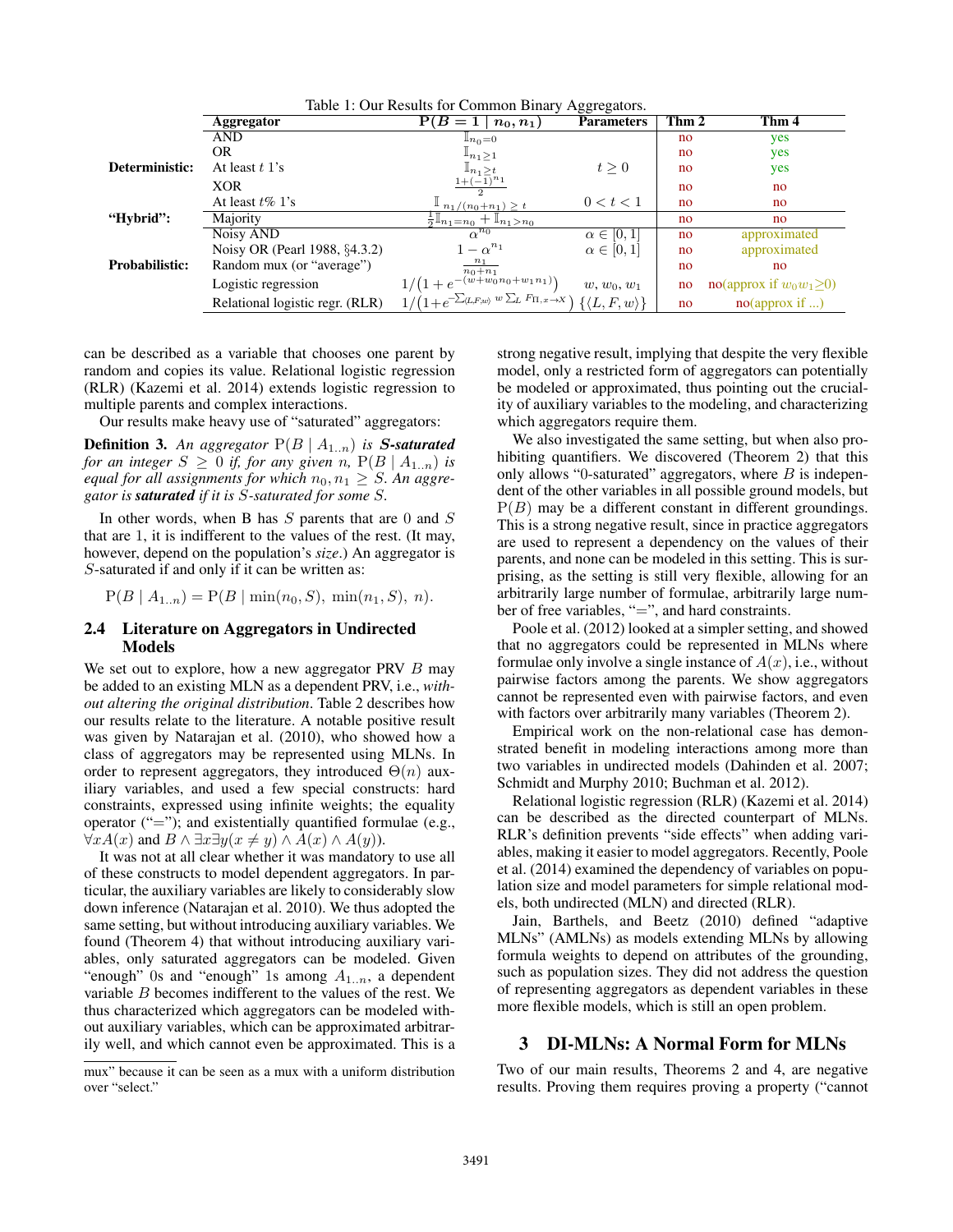Table 1: Our Results for Common Binary Aggregators.

| | Aggregator | $\mathrm{P}(B=1 \mid n_0, n_1)$ | Parameters | Thm 2 | Thm 4 |
|---|---|---|---|---|---|
| **Deterministic:** | AND | $\mathbb{I}_{n_0=0}$ | | no | yes |
| | OR | $\mathbb{I}_{n_1 \geq 1}$ | | no | yes |
| | At least $t$ 1's | $\mathbb{I}_{n_1 \geq t}$ | $t \geq 0$ | no | yes |
| | XOR | $\frac{1+(-1)^{n_1}}{2}$ | | no | no |
| | At least $t$% 1's | $\mathbb{I}_{\,n_1/(n_0+n_1)\, \geq\, t}$ | $0 < t < 1$ | no | no |
| **"Hybrid":** | Majority | $\frac{1}{2}\mathbb{I}_{n_1=n_0} + \mathbb{I}_{n_1>n_0}$ | | no | no |
| **Probabilistic:** | Noisy AND | $\alpha^{n_0}$ | $\alpha \in [0,1]$ | no | approximated |
| | Noisy OR (Pearl 1988, §4.3.2) | $1-\alpha^{n_1}$ | $\alpha \in [0,1]$ | no | approximated |
| | Random mux (or "average") | $\frac{n_1}{n_0+n_1}$ | | no | no |
| | Logistic regression | $1/\left(1+e^{-(w+w_0 n_0+w_1 n_1)}\right)$ | $w,\, w_0,\, w_1$ | no | no(approx if $w_0 w_1 \geq 0$) |
| | Relational logistic regr. (RLR) | $1/\left(1+e^{-\sum_{\langle L,F,w\rangle} w \sum_L F_{\Pi, x\rightarrow X}}\right)$ | $\{\langle L,F,w\rangle\}$ | no | no(approx if ...) |

can be described as a variable that chooses one parent by random and copies its value. Relational logistic regression (RLR) (Kazemi et al. 2014) extends logistic regression to multiple parents and complex interactions.

Our results make heavy use of "saturated" aggregators:

**Definition 3.** *An aggregator* $\mathrm{P}(B \mid A_{1..n})$ *is* ***S-saturated*** *for an integer* $S \geq 0$ *if, for any given* $n$*,* $\mathrm{P}(B \mid A_{1..n})$ *is equal for all assignments for which* $n_0, n_1 \geq S$*. An aggregator is* ***saturated*** *if it is* $S$*-saturated for some* $S$*.*

In other words, when B has $S$ parents that are 0 and $S$ that are 1, it is indifferent to the values of the rest. (It may, however, depend on the population's *size*.) An aggregator is $S$-saturated if and only if it can be written as:

$$\mathrm{P}(B \mid A_{1..n}) = \mathrm{P}(B \mid \min(n_0, S),\ \min(n_1, S),\ n).$$

## 2.4 Literature on Aggregators in Undirected Models

We set out to explore, how a new aggregator PRV $B$ may be added to an existing MLN as a dependent PRV, i.e., *without altering the original distribution*. Table 2 describes how our results relate to the literature. A notable positive result was given by Natarajan et al. (2010), who showed how a class of aggregators may be represented using MLNs. In order to represent aggregators, they introduced $\Theta(n)$ auxiliary variables, and used a few special constructs: hard constraints, expressed using infinite weights; the equality operator ("="); and existentially quantified formulae (e.g., $\forall x A(x)$ and $B \wedge \exists x \exists y (x \neq y) \wedge A(x) \wedge A(y)$).

It was not at all clear whether it was mandatory to use all of these constructs to model dependent aggregators. In particular, the auxiliary variables are likely to considerably slow down inference (Natarajan et al. 2010). We thus adopted the same setting, but without introducing auxiliary variables. We found (Theorem 4) that without introducing auxiliary variables, only saturated aggregators can be modeled. Given "enough" 0s and "enough" 1s among $A_{1..n}$, a dependent variable $B$ becomes indifferent to the values of the rest. We thus characterized which aggregators can be modeled without auxiliary variables, which can be approximated arbitrarily well, and which cannot even be approximated. This is a strong negative result, implying that despite the very flexible model, only a restricted form of aggregators can potentially be modeled or approximated, thus pointing out the cruciality of auxiliary variables to the modeling, and characterizing which aggregators require them.

We also investigated the same setting, but when also prohibiting quantifiers. We discovered (Theorem 2) that this only allows "0-saturated" aggregators, where $B$ is independent of the other variables in all possible ground models, but $\mathrm{P}(B)$ may be a different constant in different groundings. This is a strong negative result, since in practice aggregators are used to represent a dependency on the values of their parents, and none can be modeled in this setting. This is surprising, as the setting is still very flexible, allowing for an arbitrarily large number of formulae, arbitrarily large number of free variables, "=", and hard constraints.

Poole et al. (2012) looked at a simpler setting, and showed that no aggregators could be represented in MLNs where formulae only involve a single instance of $A(x)$, i.e., without pairwise factors among the parents. We show aggregators cannot be represented even with pairwise factors, and even with factors over arbitrarily many variables (Theorem 2).

Empirical work on the non-relational case has demonstrated benefit in modeling interactions among more than two variables in undirected models (Dahinden et al. 2007; Schmidt and Murphy 2010; Buchman et al. 2012).

Relational logistic regression (RLR) (Kazemi et al. 2014) can be described as the directed counterpart of MLNs. RLR's definition prevents "side effects" when adding variables, making it easier to model aggregators. Recently, Poole et al. (2014) examined the dependency of variables on population size and model parameters for simple relational models, both undirected (MLN) and directed (RLR).

Jain, Barthels, and Beetz (2010) defined "adaptive MLNs" (AMLNs) as models extending MLNs by allowing formula weights to depend on attributes of the grounding, such as population sizes. They did not address the question of representing aggregators as dependent variables in these more flexible models, which is still an open problem.

# 3 DI-MLNs: A Normal Form for MLNs

Two of our main results, Theorems 2 and 4, are negative results. Proving them requires proving a property ("cannot

mux" because it can be seen as a mux with a uniform distribution over "select."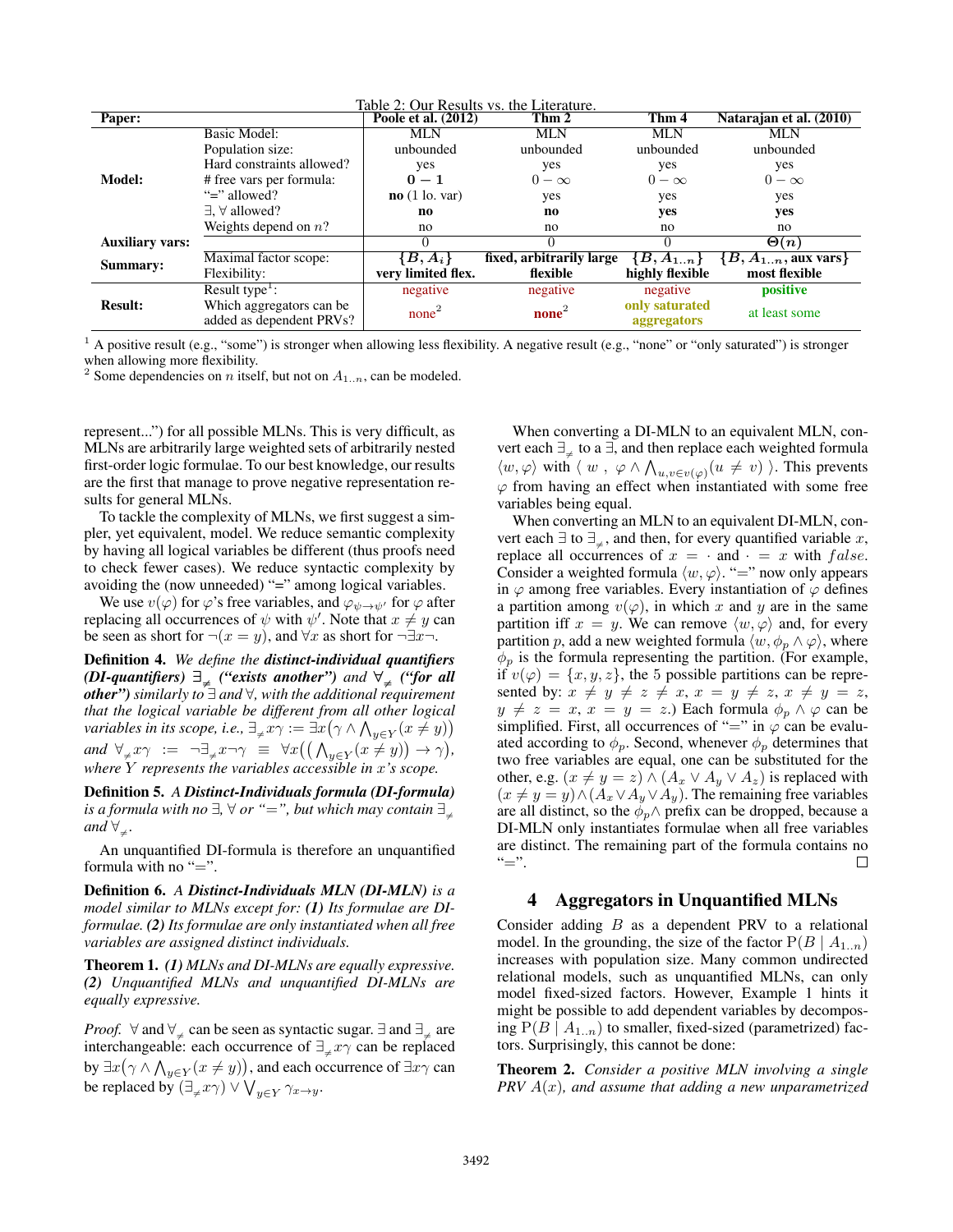Table 2: Our Results vs. the Literature.

| Paper: | | Poole et al. (2012) | Thm 2 | Thm 4 | Natarajan et al. (2010) |
|---|---|---|---|---|---|
| **Model:** | Basic Model: | MLN | MLN | MLN | MLN |
| | Population size: | unbounded | unbounded | unbounded | unbounded |
| | Hard constraints allowed? | yes | yes | yes | yes |
| | # free vars per formula: | **0 − 1** | $0-\infty$ | $0-\infty$ | $0-\infty$ |
| | "=" allowed? | **no** (1 lo. var) | yes | yes | yes |
| | $\exists$, $\forall$ allowed? | **no** | **no** | **yes** | **yes** |
| | Weights depend on $n$? | no | no | no | no |
| **Auxiliary vars:** | | 0 | 0 | 0 | $\boldsymbol{\Theta(n)}$ |
| **Summary:** | Maximal factor scope: | $\{B, A_i\}$ | **fixed, arbitrarily large** | $\{B, A_{1..n}\}$ | $\{B, A_{1..n}$, **aux vars**$\}$ |
| | Flexibility: | **very limited flex.** | **flexible** | **highly flexible** | **most flexible** |
| **Result:** | Result type[1]: | negative | negative | negative | **positive** |
| | Which aggregators can be added as dependent PRVs? | none[2] | **none**[2] | **only saturated aggregators** | at least some |

[1] A positive result (e.g., "some") is stronger when allowing less flexibility. A negative result (e.g., "none" or "only saturated") is stronger when allowing more flexibility.
[2] Some dependencies on $n$ itself, but not on $A_{1..n}$, can be modeled.

represent...") for all possible MLNs. This is very difficult, as MLNs are arbitrarily large weighted sets of arbitrarily nested first-order logic formulae. To our best knowledge, our results are the first that manage to prove negative representation results for general MLNs.

To tackle the complexity of MLNs, we first suggest a simpler, yet equivalent, model. We reduce semantic complexity by having all logical variables be different (thus proofs need to check fewer cases). We reduce syntactic complexity by avoiding the (now unneeded) "=" among logical variables.

We use $v(\varphi)$ for $\varphi$'s free variables, and $\varphi_{\psi\to\psi'}$ for $\varphi$ after replacing all occurrences of $\psi$ with $\psi'$. Note that $x \neq y$ can be seen as short for $\neg(x = y)$, and $\forall x$ as short for $\neg\exists x\neg$.

**Definition 4.** *We define the **distinct-individual quantifiers (DI-quantifiers)** $\exists_{\neq}$ ("exists another") and $\forall_{\neq}$ ("for all other") similarly to $\exists$ and $\forall$, with the additional requirement that the logical variable be different from all other logical variables in its scope, i.e., $\exists_{\neq} x\gamma := \exists x\big(\gamma \wedge \bigwedge_{y\in Y}(x \neq y)\big)$ and $\forall_{\neq} x\gamma := \neg\exists_{\neq} x\neg\gamma \equiv \forall x\big(\big(\bigwedge_{y\in Y}(x \neq y)\big) \to \gamma\big)$, where $Y$ represents the variables accessible in $x$'s scope.*

**Definition 5.** *A **Distinct-Individuals formula (DI-formula)** is a formula with no $\exists$, $\forall$ or "=", but which may contain $\exists_{\neq}$ and $\forall_{\neq}$.*

An unquantified DI-formula is therefore an unquantified formula with no "=".

**Definition 6.** *A **Distinct-Individuals MLN (DI-MLN)** is a model similar to MLNs except for: **(1)** Its formulae are DI-formulae. **(2)** Its formulae are only instantiated when all free variables are assigned distinct individuals.*

**Theorem 1.** ***(1)** MLNs and DI-MLNs are equally expressive. **(2)** Unquantified MLNs and unquantified DI-MLNs are equally expressive.*

*Proof.* $\forall$ and $\forall_{\neq}$ can be seen as syntactic sugar. $\exists$ and $\exists_{\neq}$ are interchangeable: each occurrence of $\exists_{\neq} x\gamma$ can be replaced by $\exists x\big(\gamma \wedge \bigwedge_{y\in Y}(x \neq y)\big)$, and each occurrence of $\exists x\gamma$ can be replaced by $(\exists_{\neq} x\gamma) \vee \bigvee_{y\in Y} \gamma_{x\to y}$.

When converting a DI-MLN to an equivalent MLN, convert each $\exists_{\neq}$ to a $\exists$, and then replace each weighted formula $\langle w, \varphi\rangle$ with $\langle\, w\ ,\ \varphi \wedge \bigwedge_{u,v\in v(\varphi)}(u \neq v)\ \rangle$. This prevents $\varphi$ from having an effect when instantiated with some free variables being equal.

When converting an MLN to an equivalent DI-MLN, convert each $\exists$ to $\exists_{\neq}$, and then, for every quantified variable $x$, replace all occurrences of $x = \cdot$ and $\cdot = x$ with $false$. Consider a weighted formula $\langle w, \varphi\rangle$. "=" now only appears in $\varphi$ among free variables. Every instantiation of $\varphi$ defines a partition among $v(\varphi)$, in which $x$ and $y$ are in the same partition iff $x = y$. We can remove $\langle w, \varphi\rangle$ and, for every partition $p$, add a new weighted formula $\langle w, \phi_p \wedge \varphi\rangle$, where $\phi_p$ is the formula representing the partition. (For example, if $v(\varphi) = \{x, y, z\}$, the 5 possible partitions can be represented by: $x \neq y \neq z \neq x$, $x = y \neq z$, $x \neq y = z$, $y \neq z = x$, $x = y = z$.) Each formula $\phi_p \wedge \varphi$ can be simplified. First, all occurrences of "=" in $\varphi$ can be evaluated according to $\phi_p$. Second, whenever $\phi_p$ determines that two free variables are equal, one can be substituted for the other, e.g. $(x \neq y = z) \wedge (A_x \vee A_y \vee A_z)$ is replaced with $(x \neq y = y) \wedge (A_x \vee A_y \vee A_y)$. The remaining free variables are all distinct, so the $\phi_p\wedge$ prefix can be dropped, because a DI-MLN only instantiates formulae when all free variables are distinct. The remaining part of the formula contains no "=". □

## 4 Aggregators in Unquantified MLNs

Consider adding $B$ as a dependent PRV to a relational model. In the grounding, the size of the factor $\mathrm{P}(B \mid A_{1..n})$ increases with population size. Many common undirected relational models, such as unquantified MLNs, can only model fixed-sized factors. However, Example 1 hints it might be possible to add dependent variables by decomposing $\mathrm{P}(B \mid A_{1..n})$ to smaller, fixed-sized (parametrized) factors. Surprisingly, this cannot be done:

**Theorem 2.** *Consider a positive MLN involving a single PRV $A(x)$, and assume that adding a new unparametrized*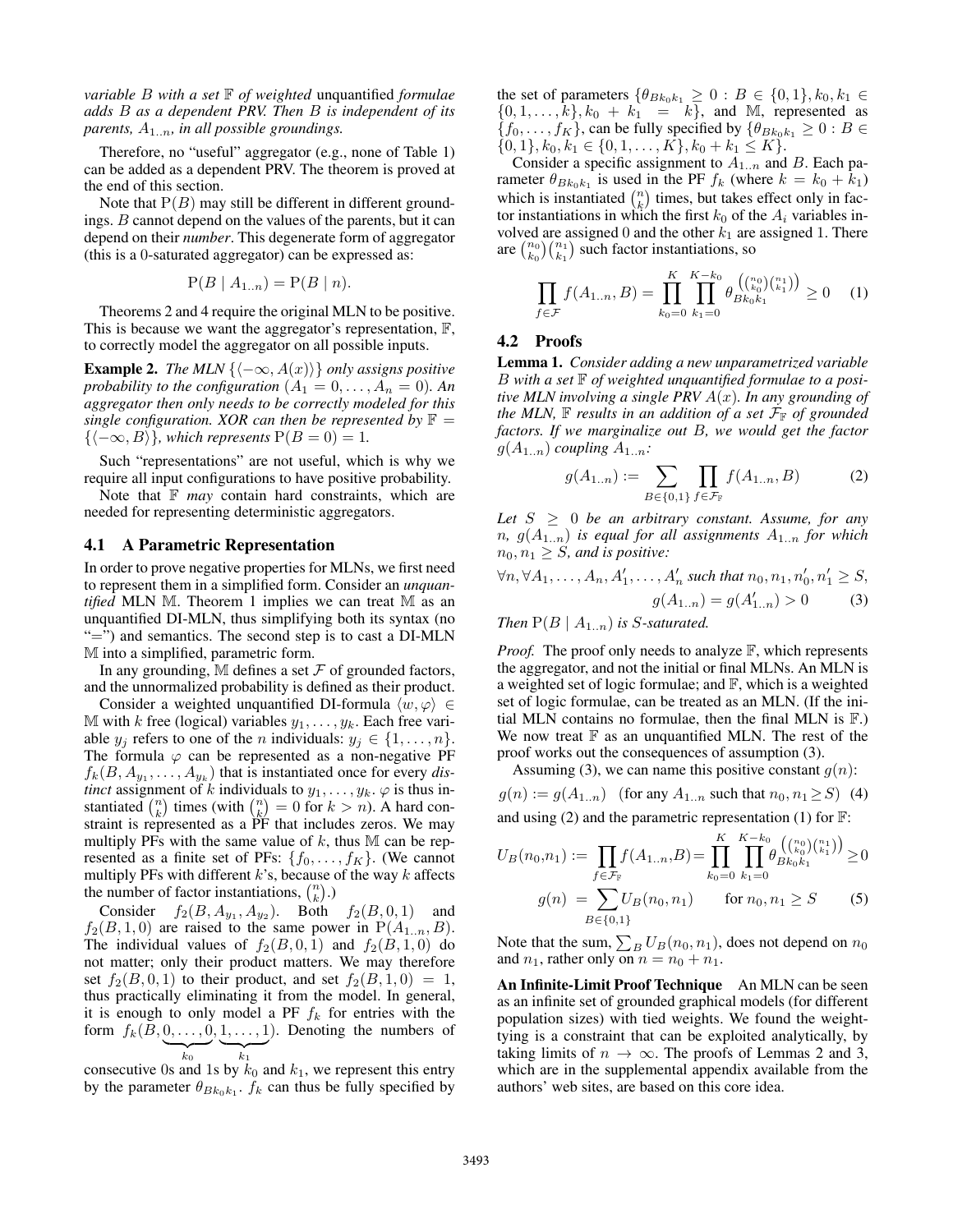*variable $B$ with a set $\mathbb{F}$ of weighted* unquantified *formulae adds $B$ as a dependent PRV. Then $B$ is independent of its parents, $A_{1..n}$, in all possible groundings.*

Therefore, no "useful" aggregator (e.g., none of Table 1) can be added as a dependent PRV. The theorem is proved at the end of this section.

Note that $\mathrm{P}(B)$ may still be different in different groundings. $B$ cannot depend on the values of the parents, but it can depend on their *number*. This degenerate form of aggregator (this is a 0-saturated aggregator) can be expressed as:

$$\mathrm{P}(B \mid A_{1..n}) = \mathrm{P}(B \mid n).$$

Theorems 2 and 4 require the original MLN to be positive. This is because we want the aggregator's representation, $\mathbb{F}$, to correctly model the aggregator on all possible inputs.

**Example 2.** *The MLN $\{\langle -\infty, A(x) \rangle\}$ only assigns positive probability to the configuration $(A_1 = 0, \ldots, A_n = 0)$. An aggregator then only needs to be correctly modeled for this single configuration. XOR can then be represented by $\mathbb{F} = \{\langle -\infty, B \rangle\}$, which represents $\mathrm{P}(B = 0) = 1$.*

Such "representations" are not useful, which is why we require all input configurations to have positive probability.

Note that $\mathbb{F}$ *may* contain hard constraints, which are needed for representing deterministic aggregators.

### 4.1 A Parametric Representation

In order to prove negative properties for MLNs, we first need to represent them in a simplified form. Consider an *unquantified* MLN $\mathbb{M}$. Theorem 1 implies we can treat $\mathbb{M}$ as an unquantified DI-MLN, thus simplifying both its syntax (no "=") and semantics. The second step is to cast a DI-MLN $\mathbb{M}$ into a simplified, parametric form.

In any grounding, $\mathbb{M}$ defines a set $\mathcal{F}$ of grounded factors, and the unnormalized probability is defined as their product.

Consider a weighted unquantified DI-formula $\langle w, \varphi \rangle \in \mathbb{M}$ with $k$ free (logical) variables $y_1, \ldots, y_k$. Each free variable $y_j$ refers to one of the $n$ individuals: $y_j \in \{1, \ldots, n\}$. The formula $\varphi$ can be represented as a non-negative PF $f_k(B, A_{y_1}, \ldots, A_{y_k})$ that is instantiated once for every *distinct* assignment of $k$ individuals to $y_1, \ldots, y_k$. $\varphi$ is thus instantiated $\binom{n}{k}$ times (with $\binom{n}{k} = 0$ for $k > n$). A hard constraint is represented as a PF that includes zeros. We may multiply PFs with the same value of $k$, thus $\mathbb{M}$ can be represented as a finite set of PFs: $\{f_0, \ldots, f_K\}$. (We cannot multiply PFs with different $k$'s, because of the way $k$ affects the number of factor instantiations, $\binom{n}{k}$.)

Consider $f_2(B, A_{y_1}, A_{y_2})$. Both $f_2(B, 0, 1)$ and $f_2(B, 1, 0)$ are raised to the same power in $\mathrm{P}(A_{1..n}, B)$. The individual values of $f_2(B, 0, 1)$ and $f_2(B, 1, 0)$ do not matter; only their product matters. We may therefore set $f_2(B, 0, 1)$ to their product, and set $f_2(B, 1, 0) = 1$, thus practically eliminating it from the model. In general, it is enough to only model a PF $f_k$ for entries with the form $f_k(B, \underbrace{0, \ldots, 0}_{k_0}, \underbrace{1, \ldots, 1}_{k_1})$. Denoting the numbers of consecutive 0s and 1s by $k_0$ and $k_1$, we represent this entry by the parameter $\theta_{Bk_0k_1}$. $f_k$ can thus be fully specified by the set of parameters $\{\theta_{Bk_0k_1} \geq 0 : B \in \{0, 1\}, k_0, k_1 \in \{0, 1, \ldots, k\}, k_0 + k_1 = k\}$, and $\mathbb{M}$, represented as $\{f_0, \ldots, f_K\}$, can be fully specified by $\{\theta_{Bk_0k_1} \geq 0 : B \in \{0, 1\}, k_0, k_1 \in \{0, 1, \ldots, K\}, k_0 + k_1 \leq K\}$.

Consider a specific assignment to $A_{1..n}$ and $B$. Each parameter $\theta_{Bk_0k_1}$ is used in the PF $f_k$ (where $k = k_0 + k_1$) which is instantiated $\binom{n}{k}$ times, but takes effect only in factor instantiations in which the first $k_0$ of the $A_i$ variables involved are assigned 0 and the other $k_1$ are assigned 1. There are $\binom{n_0}{k_0}\binom{n_1}{k_1}$ such factor instantiations, so

$$\prod_{f \in \mathcal{F}} f(A_{1..n}, B) = \prod_{k_0=0}^{K} \prod_{k_1=0}^{K-k_0} \theta_{Bk_0k_1}^{\left(\binom{n_0}{k_0}\binom{n_1}{k_1}\right)} \geq 0 \tag{1}$$

### 4.2 Proofs

**Lemma 1.** *Consider adding a new unparametrized variable $B$ with a set $\mathbb{F}$ of weighted unquantified formulae to a positive MLN involving a single PRV $A(x)$. In any grounding of the MLN, $\mathbb{F}$ results in an addition of a set $\mathcal{F}_{\mathbb{F}}$ of grounded factors. If we marginalize out $B$, we would get the factor $g(A_{1..n})$ coupling $A_{1..n}$:*

$$g(A_{1..n}) := \sum_{B \in \{0,1\}} \prod_{f \in \mathcal{F}_{\mathbb{F}}} f(A_{1..n}, B) \tag{2}$$

*Let $S \geq 0$ be an arbitrary constant. Assume, for any $n$, $g(A_{1..n})$ is equal for all assignments $A_{1..n}$ for which $n_0, n_1 \geq S$, and is positive:*

$$\forall n, \forall A_1, \ldots, A_n, A'_1, \ldots, A'_n \text{ such that } n_0, n_1, n'_0, n'_1 \geq S,$$
$$g(A_{1..n}) = g(A'_{1..n}) > 0 \tag{3}$$

*Then $\mathrm{P}(B \mid A_{1..n})$ is $S$-saturated.*

*Proof.* The proof only needs to analyze $\mathbb{F}$, which represents the aggregator, and not the initial or final MLNs. An MLN is a weighted set of logic formulae; and $\mathbb{F}$, which is a weighted set of logic formulae, can be treated as an MLN. (If the initial MLN contains no formulae, then the final MLN is $\mathbb{F}$.) We now treat $\mathbb{F}$ as an unquantified MLN. The rest of the proof works out the consequences of assumption (3).

Assuming (3), we can name this positive constant $g(n)$:

$$g(n) := g(A_{1..n}) \quad \text{(for any } A_{1..n} \text{ such that } n_0, n_1 \geq S\text{)} \tag{4}$$

and using (2) and the parametric representation (1) for $\mathbb{F}$:

$$U_B(n_0, n_1) := \prod_{f \in \mathcal{F}_{\mathbb{F}}} f(A_{1..n}, B) = \prod_{k_0=0}^{K} \prod_{k_1=0}^{K-k_0} \theta_{Bk_0k_1}^{\left(\binom{n_0}{k_0}\binom{n_1}{k_1}\right)} \geq 0$$

$$g(n) = \sum_{B \in \{0,1\}} U_B(n_0, n_1) \qquad \text{for } n_0, n_1 \geq S \tag{5}$$

Note that the sum, $\sum_B U_B(n_0, n_1)$, does not depend on $n_0$ and $n_1$, rather only on $n = n_0 + n_1$.

**An Infinite-Limit Proof Technique** An MLN can be seen as an infinite set of grounded graphical models (for different population sizes) with tied weights. We found the weight-tying is a constraint that can be exploited analytically, by taking limits of $n \to \infty$. The proofs of Lemmas 2 and 3, which are in the supplemental appendix available from the authors' web sites, are based on this core idea.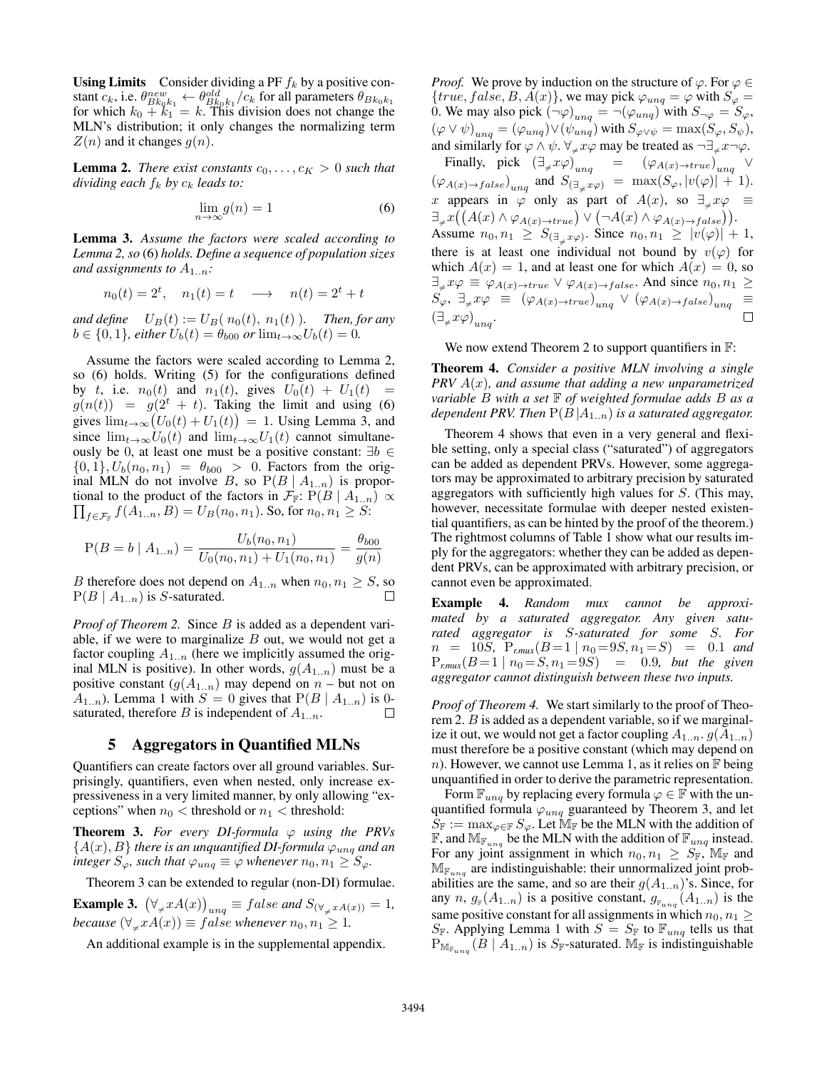**Using Limits** Consider dividing a PF $f_k$ by a positive constant $c_k$, i.e. $\theta^{new}_{Bk_0k_1} \leftarrow \theta^{old}_{Bk_0k_1}/c_k$ for all parameters $\theta_{Bk_0k_1}$ for which $k_0 + k_1 = k$. This division does not change the MLN's distribution; it only changes the normalizing term $Z(n)$ and it changes $g(n)$.

**Lemma 2.** *There exist constants $c_0, \ldots, c_K > 0$ such that dividing each $f_k$ by $c_k$ leads to:*

$$\lim_{n\to\infty} g(n) = 1 \tag{6}$$

**Lemma 3.** *Assume the factors were scaled according to Lemma 2, so* (6) *holds. Define a sequence of population sizes and assignments to $A_{1..n}$:*

$$n_0(t) = 2^t, \quad n_1(t) = t \quad \longrightarrow \quad n(t) = 2^t + t$$

*and define* $\quad U_B(t) := U_B(\, n_0(t),\ n_1(t)\,).$ *Then, for any $b \in \{0, 1\}$, either $U_b(t) = \theta_{b00}$ or $\lim_{t\to\infty} U_b(t) = 0$.*

Assume the factors were scaled according to Lemma 2, so (6) holds. Writing (5) for the configurations defined by $t$, i.e. $n_0(t)$ and $n_1(t)$, gives $U_0(t) + U_1(t) = g(n(t)) = g(2^t + t)$. Taking the limit and using (6) gives $\lim_{t\to\infty}\big(U_0(t) + U_1(t)\big) = 1$. Using Lemma 3, and since $\lim_{t\to\infty} U_0(t)$ and $\lim_{t\to\infty} U_1(t)$ cannot simultaneously be 0, at least one must be a positive constant: $\exists b \in \{0, 1\}, U_b(n_0, n_1) = \theta_{b00} > 0$. Factors from the original MLN do not involve $B$, so $\mathrm{P}(B \mid A_{1..n})$ is proportional to the product of the factors in $\mathcal{F}_{\mathbb{F}}$: $\mathrm{P}(B \mid A_{1..n}) \propto \prod_{f\in\mathcal{F}_{\mathbb{F}}} f(A_{1..n}, B) = U_B(n_0, n_1)$. So, for $n_0, n_1 \geq S$:

$$\mathrm{P}(B = b \mid A_{1..n}) = \frac{U_b(n_0, n_1)}{U_0(n_0, n_1) + U_1(n_0, n_1)} = \frac{\theta_{b00}}{g(n)}$$

$B$ therefore does not depend on $A_{1..n}$ when $n_0, n_1 \geq S$, so $\mathrm{P}(B \mid A_{1..n})$ is $S$-saturated. □

*Proof of Theorem 2.* Since $B$ is added as a dependent variable, if we were to marginalize $B$ out, we would not get a factor coupling $A_{1..n}$ (here we implicitly assumed the original MLN is positive). In other words, $g(A_{1..n})$ must be a positive constant ($g(A_{1..n})$ may depend on $n$ – but not on $A_{1..n}$). Lemma 1 with $S = 0$ gives that $\mathrm{P}(B \mid A_{1..n})$ is 0-saturated, therefore $B$ is independent of $A_{1..n}$. □

## 5 Aggregators in Quantified MLNs

Quantifiers can create factors over all ground variables. Surprisingly, quantifiers, even when nested, only increase expressiveness in a very limited manner, by only allowing "exceptions" when $n_0 <$ threshold or $n_1 <$ threshold:

**Theorem 3.** *For every DI-formula $\varphi$ using the PRVs $\{A(x), B\}$ there is an unquantified DI-formula $\varphi_{unq}$ and an integer $S_\varphi$, such that $\varphi_{unq} \equiv \varphi$ whenever $n_0, n_1 \geq S_\varphi$.*

Theorem 3 can be extended to regular (non-DI) formulae.

**Example 3.** $\big(\forall_{\neq} x A(x)\big)_{unq} \equiv false$ *and* $S_{(\forall_{\neq} x A(x))} = 1$*, because* $(\forall_{\neq} x A(x)) \equiv false$ *whenever* $n_0, n_1 \geq 1$*.*

An additional example is in the supplemental appendix.

*Proof.* We prove by induction on the structure of $\varphi$. For $\varphi \in \{true, false, B, A(x)\}$, we may pick $\varphi_{unq} = \varphi$ with $S_\varphi = 0$. We may also pick $(\neg\varphi)_{unq} = \neg(\varphi_{unq})$ with $S_{\neg\varphi} = S_\varphi$, $(\varphi \vee \psi)_{unq} = (\varphi_{unq}) \vee (\psi_{unq})$ with $S_{\varphi\vee\psi} = \max(S_\varphi, S_\psi)$, and similarly for $\varphi \wedge \psi$. $\forall_{\neq} x\varphi$ may be treated as $\neg\exists_{\neq} x\neg\varphi$.

Finally, pick $(\exists_{\neq} x\varphi)_{unq} = (\varphi_{A(x)\to true})_{unq} \vee (\varphi_{A(x)\to false})_{unq}$ and $S_{(\exists_{\neq} x\varphi)} = \max(S_\varphi, |v(\varphi)| + 1)$. $x$ appears in $\varphi$ only as part of $A(x)$, so $\exists_{\neq} x\varphi \equiv \exists_{\neq} x\big(\big(A(x) \wedge \varphi_{A(x)\to true}\big) \vee \big(\neg A(x) \wedge \varphi_{A(x)\to false}\big)\big)$. Assume $n_0, n_1 \geq S_{(\exists_{\neq} x\varphi)}$. Since $n_0, n_1 \geq |v(\varphi)| + 1$, there is at least one individual not bound by $v(\varphi)$ for which $A(x) = 1$, and at least one for which $A(x) = 0$, so $\exists_{\neq} x\varphi \equiv \varphi_{A(x)\to true} \vee \varphi_{A(x)\to false}$. And since $n_0, n_1 \geq S_\varphi$, $\exists_{\neq} x\varphi \equiv (\varphi_{A(x)\to true})_{unq} \vee (\varphi_{A(x)\to false})_{unq} \equiv (\exists_{\neq} x\varphi)_{unq}$. □

We now extend Theorem 2 to support quantifiers in $\mathbb{F}$:

**Theorem 4.** *Consider a positive MLN involving a single PRV $A(x)$, and assume that adding a new unparametrized variable $B$ with a set $\mathbb{F}$ of weighted formulae adds $B$ as a dependent PRV. Then $\mathrm{P}(B|A_{1..n})$ is a saturated aggregator.*

Theorem 4 shows that even in a very general and flexible setting, only a special class ("saturated") of aggregators can be added as dependent PRVs. However, some aggregators may be approximated to arbitrary precision by saturated aggregators with sufficiently high values for $S$. (This may, however, necessitate formulae with deeper nested existential quantifiers, as can be hinted by the proof of the theorem.) The rightmost columns of Table 1 show what our results imply for the aggregators: whether they can be added as dependent PRVs, can be approximated with arbitrary precision, or cannot even be approximated.

**Example 4.** *Random mux cannot be approximated by a saturated aggregator. Any given saturated aggregator is $S$-saturated for some $S$. For $n = 10S$, $\mathrm{P}_{r.mux}(B=1 \mid n_0=9S, n_1=S) = 0.1$ and $\mathrm{P}_{r.mux}(B=1 \mid n_0=S, n_1=9S) = 0.9$, but the given aggregator cannot distinguish between these two inputs.*

*Proof of Theorem 4.* We start similarly to the proof of Theorem 2. $B$ is added as a dependent variable, so if we marginalize it out, we would not get a factor coupling $A_{1..n}$. $g(A_{1..n})$ must therefore be a positive constant (which may depend on $n$). However, we cannot use Lemma 1, as it relies on $\mathbb{F}$ being unquantified in order to derive the parametric representation.

Form $\mathbb{F}_{unq}$ by replacing every formula $\varphi \in \mathbb{F}$ with the unquantified formula $\varphi_{unq}$ guaranteed by Theorem 3, and let $S_{\mathbb{F}} := \max_{\varphi\in\mathbb{F}} S_\varphi$. Let $\mathbb{M}_{\mathbb{F}}$ be the MLN with the addition of $\mathbb{F}$, and $\mathbb{M}_{\mathbb{F}_{unq}}$ be the MLN with the addition of $\mathbb{F}_{unq}$ instead. For any joint assignment in which $n_0, n_1 \geq S_{\mathbb{F}}$, $\mathbb{M}_{\mathbb{F}}$ and $\mathbb{M}_{\mathbb{F}_{unq}}$ are indistinguishable: their unnormalized joint probabilities are the same, and so are their $g(A_{1..n})$'s. Since, for any $n$, $g_{\mathbb{F}}(A_{1..n})$ is a positive constant, $g_{\mathbb{F}_{unq}}(A_{1..n})$ is the same positive constant for all assignments in which $n_0, n_1 \geq S_{\mathbb{F}}$. Applying Lemma 1 with $S = S_{\mathbb{F}}$ to $\mathbb{F}_{unq}$ tells us that $\mathrm{P}_{\mathbb{M}_{\mathbb{F}_{unq}}}(B \mid A_{1..n})$ is $S_{\mathbb{F}}$-saturated. $\mathbb{M}_{\mathbb{F}}$ is indistinguishable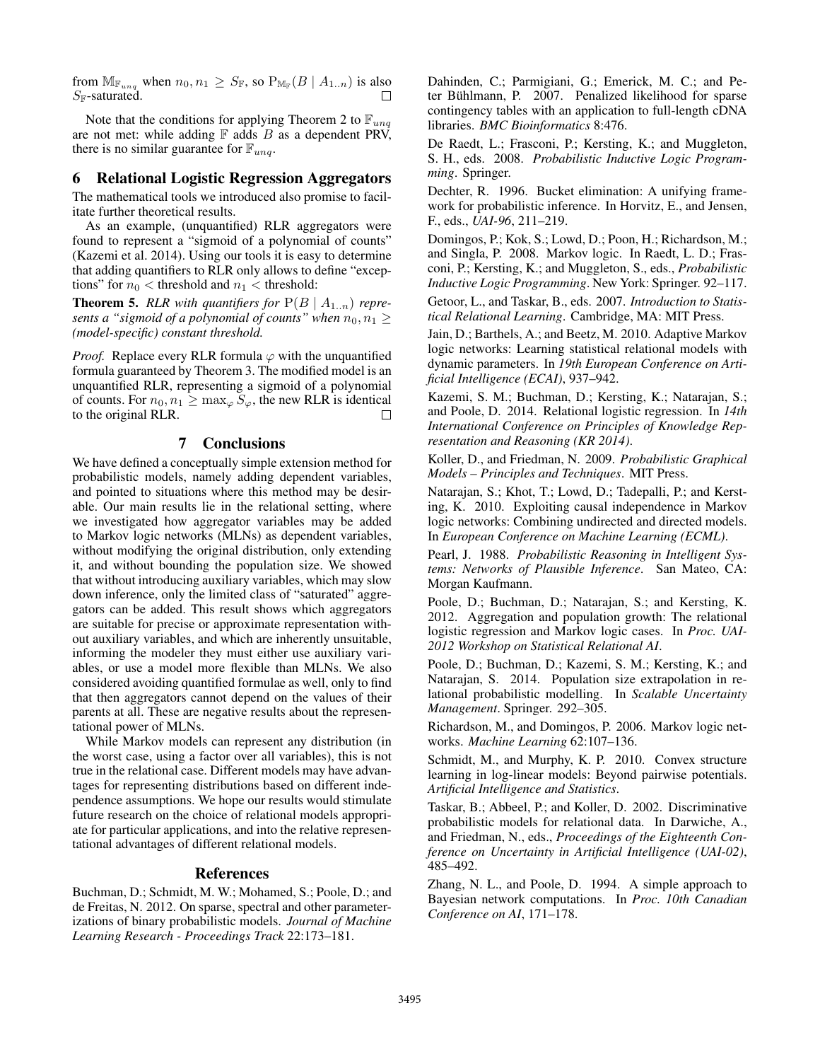from $\mathbb{M}_{\mathbb{F}_{unq}}$ when $n_0, n_1 \geq S_{\mathbb{F}}$, so $\mathrm{P}_{\mathbb{M}_{\mathbb{F}}}(B \mid A_{1..n})$ is also $S_{\mathbb{F}}$-saturated. □

Note that the conditions for applying Theorem 2 to $\mathbb{F}_{unq}$ are not met: while adding $\mathbb{F}$ adds $B$ as a dependent PRV, there is no similar guarantee for $\mathbb{F}_{unq}$.

## 6 Relational Logistic Regression Aggregators

The mathematical tools we introduced also promise to facilitate further theoretical results.

As an example, (unquantified) RLR aggregators were found to represent a "sigmoid of a polynomial of counts" (Kazemi et al. 2014). Using our tools it is easy to determine that adding quantifiers to RLR only allows to define "exceptions" for $n_0 <$ threshold and $n_1 <$ threshold:

**Theorem 5.** *RLR with quantifiers for* $\mathrm{P}(B \mid A_{1..n})$ *represents a "sigmoid of a polynomial of counts" when* $n_0, n_1 \geq$ *(model-specific) constant threshold.*

*Proof.* Replace every RLR formula $\varphi$ with the unquantified formula guaranteed by Theorem 3. The modified model is an unquantified RLR, representing a sigmoid of a polynomial of counts. For $n_0, n_1 \geq \max_{\varphi} S_{\varphi}$, the new RLR is identical to the original RLR. □

## 7 Conclusions

We have defined a conceptually simple extension method for probabilistic models, namely adding dependent variables, and pointed to situations where this method may be desirable. Our main results lie in the relational setting, where we investigated how aggregator variables may be added to Markov logic networks (MLNs) as dependent variables, without modifying the original distribution, only extending it, and without bounding the population size. We showed that without introducing auxiliary variables, which may slow down inference, only the limited class of "saturated" aggregators can be added. This result shows which aggregators are suitable for precise or approximate representation without auxiliary variables, and which are inherently unsuitable, informing the modeler they must either use auxiliary variables, or use a model more flexible than MLNs. We also considered avoiding quantified formulae as well, only to find that then aggregators cannot depend on the values of their parents at all. These are negative results about the representational power of MLNs.

While Markov models can represent any distribution (in the worst case, using a factor over all variables), this is not true in the relational case. Different models may have advantages for representing distributions based on different independence assumptions. We hope our results would stimulate future research on the choice of relational models appropriate for particular applications, and into the relative representational advantages of different relational models.

## References

Buchman, D.; Schmidt, M. W.; Mohamed, S.; Poole, D.; and de Freitas, N. 2012. On sparse, spectral and other parameterizations of binary probabilistic models. *Journal of Machine Learning Research - Proceedings Track* 22:173–181.

Dahinden, C.; Parmigiani, G.; Emerick, M. C.; and Peter Bühlmann, P. 2007. Penalized likelihood for sparse contingency tables with an application to full-length cDNA libraries. *BMC Bioinformatics* 8:476.

De Raedt, L.; Frasconi, P.; Kersting, K.; and Muggleton, S. H., eds. 2008. *Probabilistic Inductive Logic Programming*. Springer.

Dechter, R. 1996. Bucket elimination: A unifying framework for probabilistic inference. In Horvitz, E., and Jensen, F., eds., *UAI-96*, 211–219.

Domingos, P.; Kok, S.; Lowd, D.; Poon, H.; Richardson, M.; and Singla, P. 2008. Markov logic. In Raedt, L. D.; Frasconi, P.; Kersting, K.; and Muggleton, S., eds., *Probabilistic Inductive Logic Programming*. New York: Springer. 92–117.

Getoor, L., and Taskar, B., eds. 2007. *Introduction to Statistical Relational Learning*. Cambridge, MA: MIT Press.

Jain, D.; Barthels, A.; and Beetz, M. 2010. Adaptive Markov logic networks: Learning statistical relational models with dynamic parameters. In *19th European Conference on Artificial Intelligence (ECAI)*, 937–942.

Kazemi, S. M.; Buchman, D.; Kersting, K.; Natarajan, S.; and Poole, D. 2014. Relational logistic regression. In *14th International Conference on Principles of Knowledge Representation and Reasoning (KR 2014)*.

Koller, D., and Friedman, N. 2009. *Probabilistic Graphical Models – Principles and Techniques*. MIT Press.

Natarajan, S.; Khot, T.; Lowd, D.; Tadepalli, P.; and Kersting, K. 2010. Exploiting causal independence in Markov logic networks: Combining undirected and directed models. In *European Conference on Machine Learning (ECML)*.

Pearl, J. 1988. *Probabilistic Reasoning in Intelligent Systems: Networks of Plausible Inference*. San Mateo, CA: Morgan Kaufmann.

Poole, D.; Buchman, D.; Natarajan, S.; and Kersting, K. 2012. Aggregation and population growth: The relational logistic regression and Markov logic cases. In *Proc. UAI-2012 Workshop on Statistical Relational AI*.

Poole, D.; Buchman, D.; Kazemi, S. M.; Kersting, K.; and Natarajan, S. 2014. Population size extrapolation in relational probabilistic modelling. In *Scalable Uncertainty Management*. Springer. 292–305.

Richardson, M., and Domingos, P. 2006. Markov logic networks. *Machine Learning* 62:107–136.

Schmidt, M., and Murphy, K. P. 2010. Convex structure learning in log-linear models: Beyond pairwise potentials. *Artificial Intelligence and Statistics*.

Taskar, B.; Abbeel, P.; and Koller, D. 2002. Discriminative probabilistic models for relational data. In Darwiche, A., and Friedman, N., eds., *Proceedings of the Eighteenth Conference on Uncertainty in Artificial Intelligence (UAI-02)*, 485–492.

Zhang, N. L., and Poole, D. 1994. A simple approach to Bayesian network computations. In *Proc. 10th Canadian Conference on AI*, 171–178.